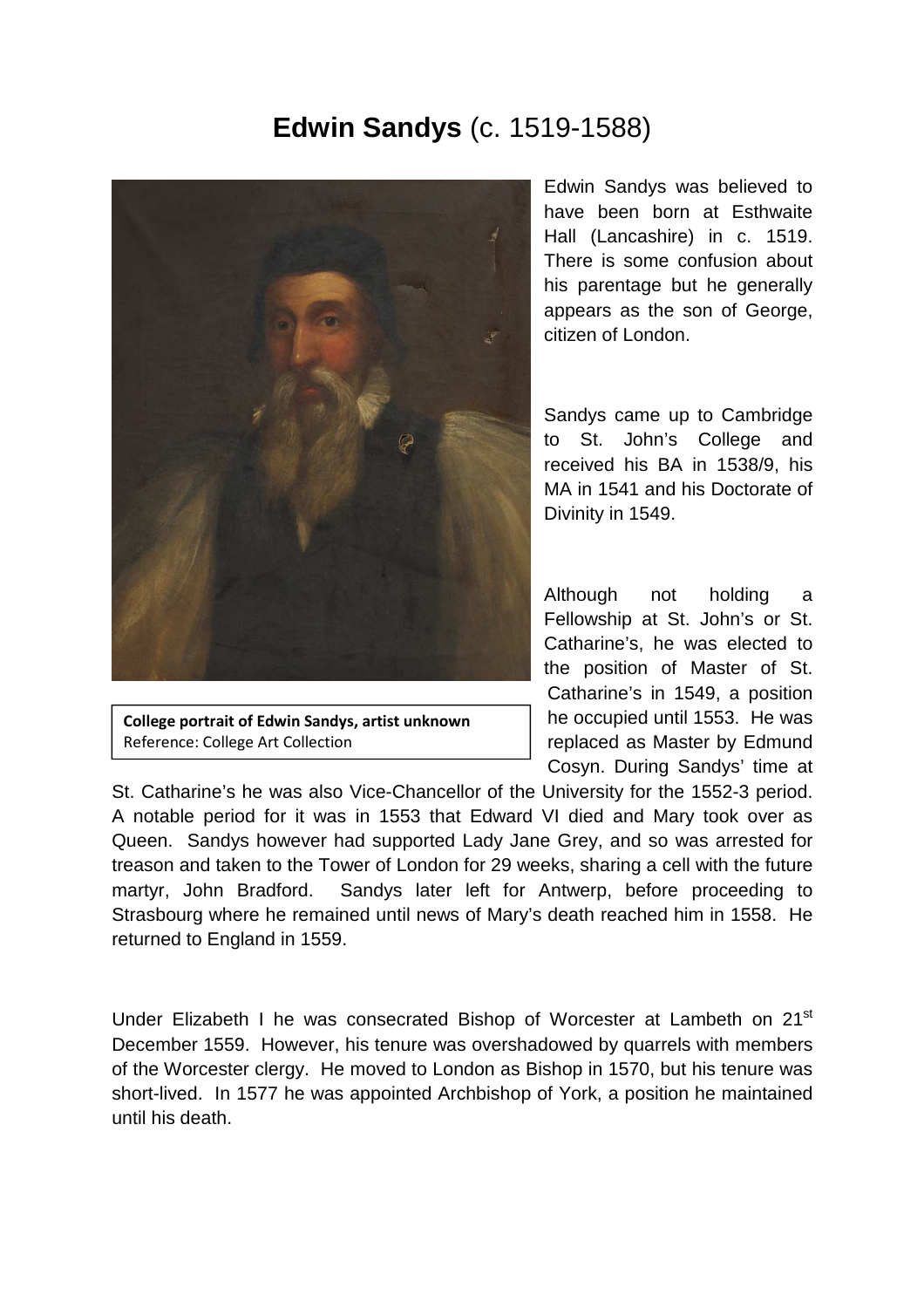# **Edwin Sandys** (c. 1519-1588)

**College portrait of Edwin Sandys, artist unknown**
Reference: College Art Collection

Edwin Sandys was believed to have been born at Esthwaite Hall (Lancashire) in c. 1519. There is some confusion about his parentage but he generally appears as the son of George, citizen of London.

Sandys came up to Cambridge to St. John's College and received his BA in 1538/9, his MA in 1541 and his Doctorate of Divinity in 1549.

Although not holding a Fellowship at St. John's or St. Catharine's, he was elected to the position of Master of St. Catharine's in 1549, a position he occupied until 1553. He was replaced as Master by Edmund Cosyn. During Sandys' time at St. Catharine's he was also Vice-Chancellor of the University for the 1552-3 period. A notable period for it was in 1553 that Edward VI died and Mary took over as Queen. Sandys however had supported Lady Jane Grey, and so was arrested for treason and taken to the Tower of London for 29 weeks, sharing a cell with the future martyr, John Bradford. Sandys later left for Antwerp, before proceeding to Strasbourg where he remained until news of Mary's death reached him in 1558. He returned to England in 1559.

Under Elizabeth I he was consecrated Bishop of Worcester at Lambeth on 21st December 1559. However, his tenure was overshadowed by quarrels with members of the Worcester clergy. He moved to London as Bishop in 1570, but his tenure was short-lived. In 1577 he was appointed Archbishop of York, a position he maintained until his death.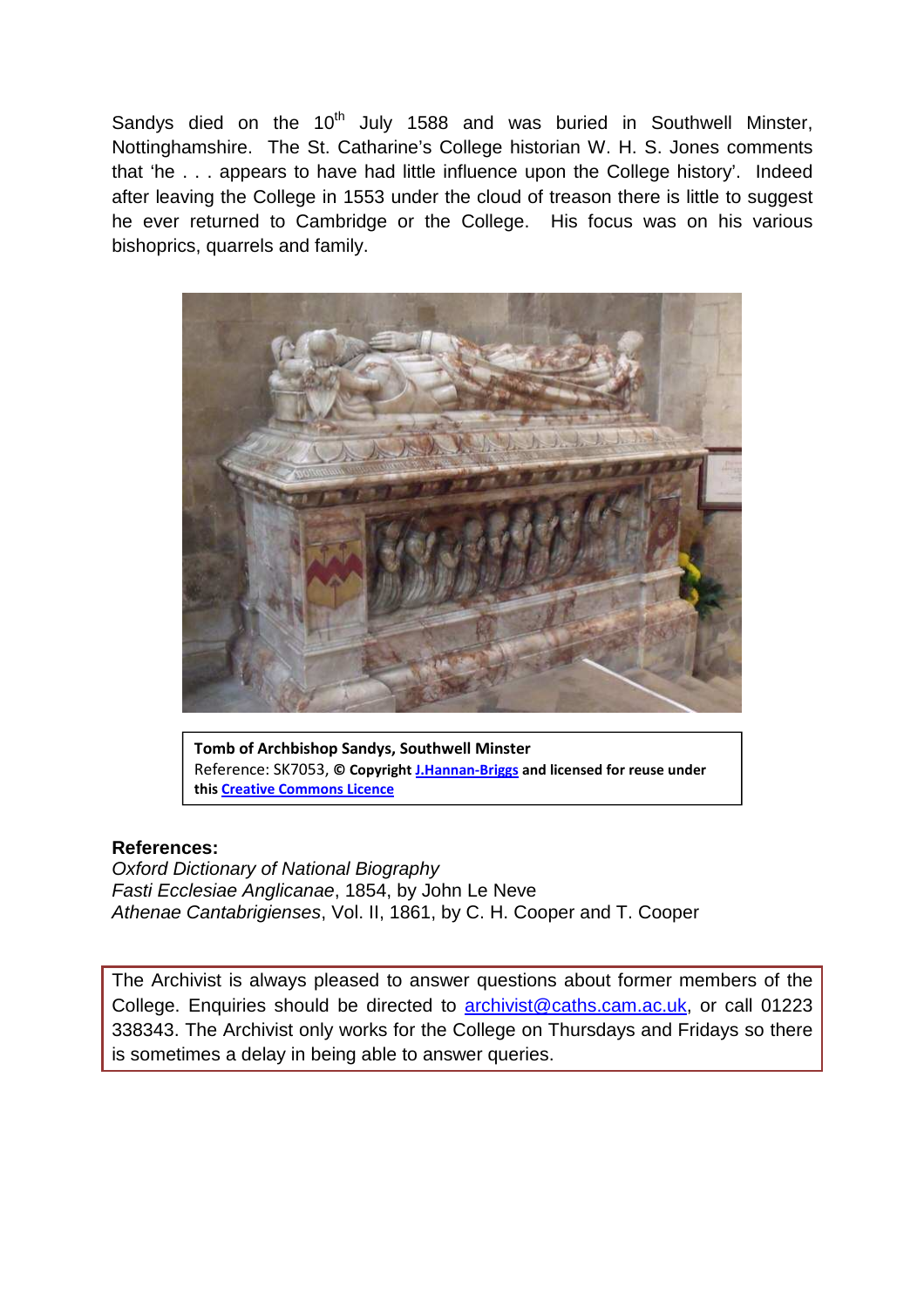Sandys died on the 10th July 1588 and was buried in Southwell Minster, Nottinghamshire. The St. Catharine's College historian W. H. S. Jones comments that 'he . . . appears to have had little influence upon the College history'. Indeed after leaving the College in 1553 under the cloud of treason there is little to suggest he ever returned to Cambridge or the College. His focus was on his various bishoprics, quarrels and family.

**Tomb of Archbishop Sandys, Southwell Minster**
Reference: SK7053, **© Copyright J.Hannan-Briggs and licensed for reuse under this Creative Commons Licence**

**References:**
*Oxford Dictionary of National Biography*
*Fasti Ecclesiae Anglicanae*, 1854, by John Le Neve
*Athenae Cantabrigienses*, Vol. II, 1861, by C. H. Cooper and T. Cooper

The Archivist is always pleased to answer questions about former members of the College. Enquiries should be directed to archivist@caths.cam.ac.uk, or call 01223 338343. The Archivist only works for the College on Thursdays and Fridays so there is sometimes a delay in being able to answer queries.